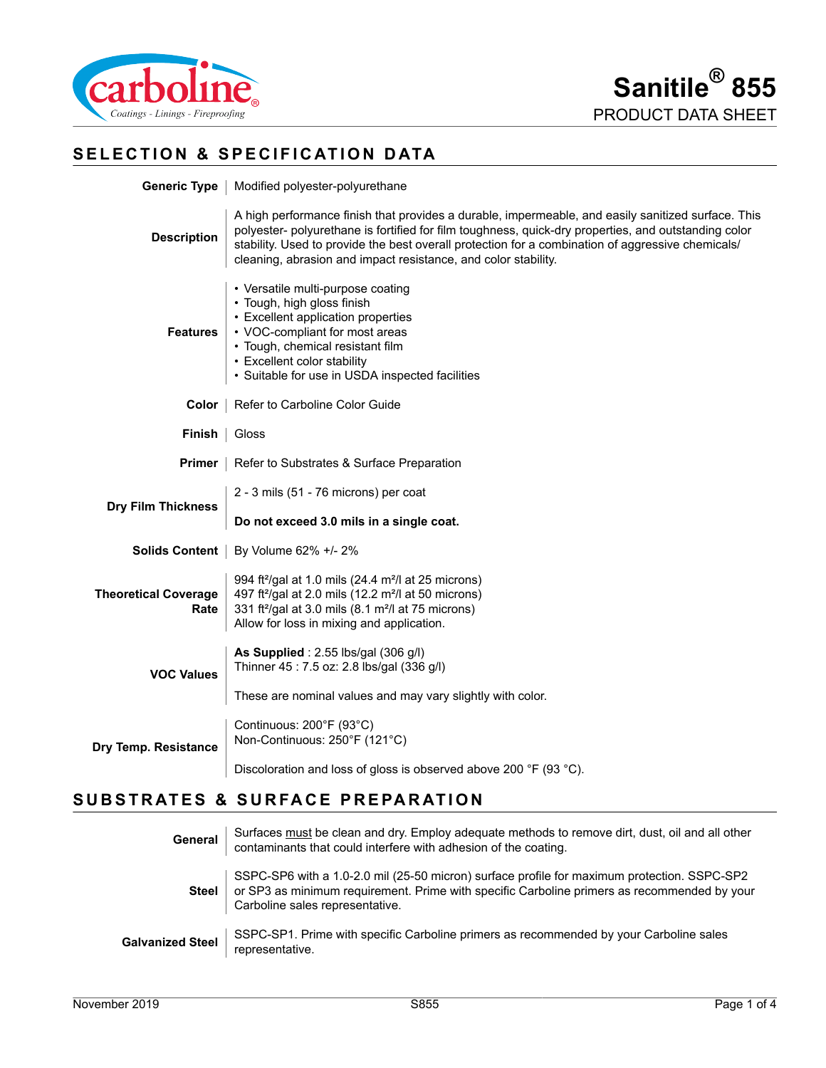# Sanitile® 855

PRODUCT DATA SHEET

## SELECTION & SPECIFICATION DATA

| | |
|---|---|
| **Generic Type** | Modified polyester-polyurethane |
| **Description** | A high performance finish that provides a durable, impermeable, and easily sanitized surface. This polyester- polyurethane is fortified for film toughness, quick-dry properties, and outstanding color stability. Used to provide the best overall protection for a combination of aggressive chemicals/ cleaning, abrasion and impact resistance, and color stability. |
| **Features** | • Versatile multi-purpose coating<br>• Tough, high gloss finish<br>• Excellent application properties<br>• VOC-compliant for most areas<br>• Tough, chemical resistant film<br>• Excellent color stability<br>• Suitable for use in USDA inspected facilities |
| **Color** | Refer to Carboline Color Guide |
| **Finish** | Gloss |
| **Primer** | Refer to Substrates & Surface Preparation |
| **Dry Film Thickness** | 2 - 3 mils (51 - 76 microns) per coat<br><br>**Do not exceed 3.0 mils in a single coat.** |
| **Solids Content** | By Volume 62% +/- 2% |
| **Theoretical Coverage Rate** | 994 ft²/gal at 1.0 mils (24.4 m²/l at 25 microns)<br>497 ft²/gal at 2.0 mils (12.2 m²/l at 50 microns)<br>331 ft²/gal at 3.0 mils (8.1 m²/l at 75 microns)<br>Allow for loss in mixing and application. |
| **VOC Values** | **As Supplied** : 2.55 lbs/gal (306 g/l)<br>Thinner 45 : 7.5 oz: 2.8 lbs/gal (336 g/l)<br><br>These are nominal values and may vary slightly with color. |
| **Dry Temp. Resistance** | Continuous: 200°F (93°C)<br>Non-Continuous: 250°F (121°C)<br><br>Discoloration and loss of gloss is observed above 200 °F (93 °C). |

## SUBSTRATES & SURFACE PREPARATION

| | |
|---|---|
| **General** | Surfaces <u>must</u> be clean and dry. Employ adequate methods to remove dirt, dust, oil and all other contaminants that could interfere with adhesion of the coating. |
| **Steel** | SSPC-SP6 with a 1.0-2.0 mil (25-50 micron) surface profile for maximum protection. SSPC-SP2 or SP3 as minimum requirement. Prime with specific Carboline primers as recommended by your Carboline sales representative. |
| **Galvanized Steel** | SSPC-SP1. Prime with specific Carboline primers as recommended by your Carboline sales representative. |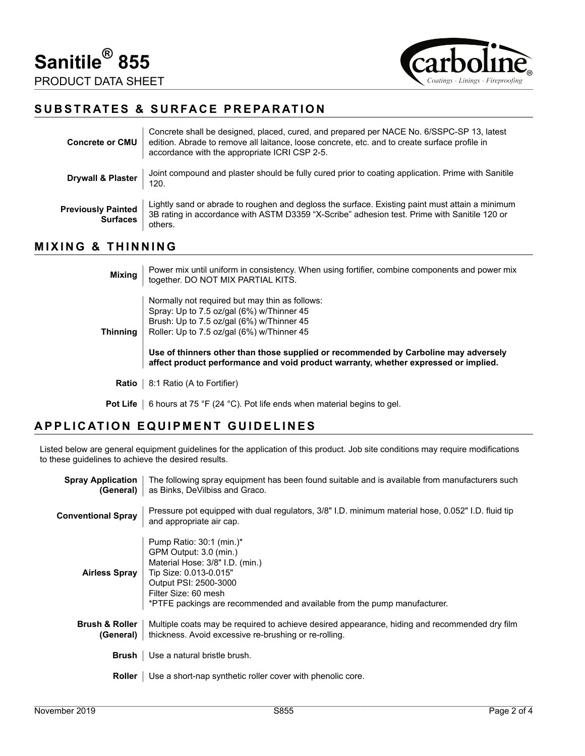# Sanitile® 855

PRODUCT DATA SHEET

## SUBSTRATES & SURFACE PREPARATION

| | |
|---|---|
| **Concrete or CMU** | Concrete shall be designed, placed, cured, and prepared per NACE No. 6/SSPC-SP 13, latest edition. Abrade to remove all laitance, loose concrete, etc. and to create surface profile in accordance with the appropriate ICRI CSP 2-5. |
| **Drywall & Plaster** | Joint compound and plaster should be fully cured prior to coating application. Prime with Sanitile 120. |
| **Previously Painted Surfaces** | Lightly sand or abrade to roughen and degloss the surface. Existing paint must attain a minimum 3B rating in accordance with ASTM D3359 "X-Scribe" adhesion test. Prime with Sanitile 120 or others. |

## MIXING & THINNING

| | |
|---|---|
| **Mixing** | Power mix until uniform in consistency. When using fortifier, combine components and power mix together. DO NOT MIX PARTIAL KITS. |
| **Thinning** | Normally not required but may thin as follows:<br>Spray: Up to 7.5 oz/gal (6%) w/Thinner 45<br>Brush: Up to 7.5 oz/gal (6%) w/Thinner 45<br>Roller: Up to 7.5 oz/gal (6%) w/Thinner 45<br><br>**Use of thinners other than those supplied or recommended by Carboline may adversely affect product performance and void product warranty, whether expressed or implied.** |
| **Ratio** | 8:1 Ratio (A to Fortifier) |
| **Pot Life** | 6 hours at 75 °F (24 °C). Pot life ends when material begins to gel. |

## APPLICATION EQUIPMENT GUIDELINES

Listed below are general equipment guidelines for the application of this product. Job site conditions may require modifications to these guidelines to achieve the desired results.

| | |
|---|---|
| **Spray Application (General)** | The following spray equipment has been found suitable and is available from manufacturers such as Binks, DeVilbiss and Graco. |
| **Conventional Spray** | Pressure pot equipped with dual regulators, 3/8" I.D. minimum material hose, 0.052" I.D. fluid tip and appropriate air cap. |
| **Airless Spray** | Pump Ratio: 30:1 (min.)*<br>GPM Output: 3.0 (min.)<br>Material Hose: 3/8" I.D. (min.)<br>Tip Size: 0.013-0.015"<br>Output PSI: 2500-3000<br>Filter Size: 60 mesh<br>*PTFE packings are recommended and available from the pump manufacturer. |
| **Brush & Roller (General)** | Multiple coats may be required to achieve desired appearance, hiding and recommended dry film thickness. Avoid excessive re-brushing or re-rolling. |
| **Brush** | Use a natural bristle brush. |
| **Roller** | Use a short-nap synthetic roller cover with phenolic core. |

November 2019 S855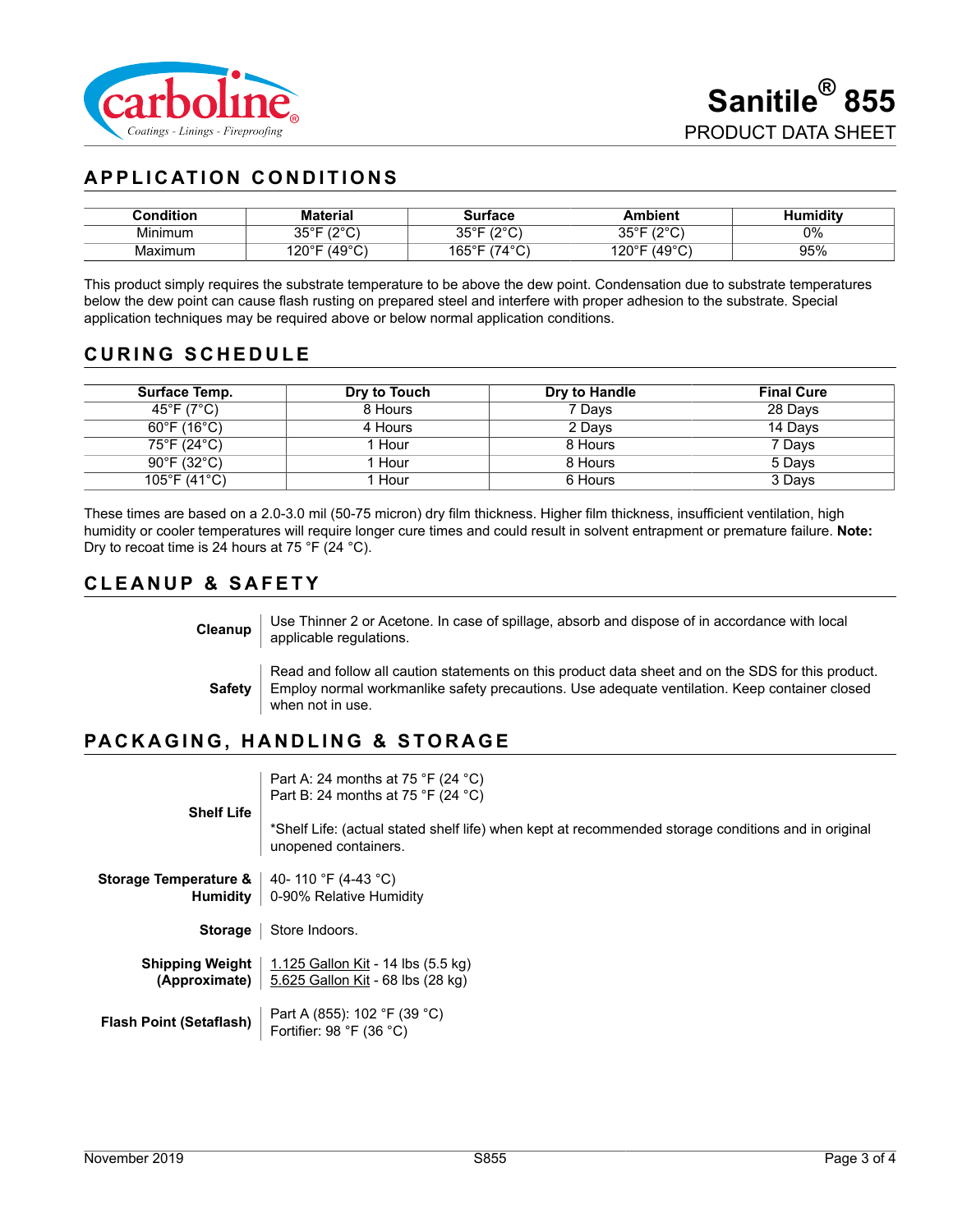# Sanitile® 855

PRODUCT DATA SHEET

## APPLICATION CONDITIONS

| Condition | Material | Surface | Ambient | Humidity |
|---|---|---|---|---|
| Minimum | 35°F (2°C) | 35°F (2°C) | 35°F (2°C) | 0% |
| Maximum | 120°F (49°C) | 165°F (74°C) | 120°F (49°C) | 95% |

This product simply requires the substrate temperature to be above the dew point. Condensation due to substrate temperatures below the dew point can cause flash rusting on prepared steel and interfere with proper adhesion to the substrate. Special application techniques may be required above or below normal application conditions.

## CURING SCHEDULE

| Surface Temp. | Dry to Touch | Dry to Handle | Final Cure |
|---|---|---|---|
| 45°F (7°C) | 8 Hours | 7 Days | 28 Days |
| 60°F (16°C) | 4 Hours | 2 Days | 14 Days |
| 75°F (24°C) | 1 Hour | 8 Hours | 7 Days |
| 90°F (32°C) | 1 Hour | 8 Hours | 5 Days |
| 105°F (41°C) | 1 Hour | 6 Hours | 3 Days |

These times are based on a 2.0-3.0 mil (50-75 micron) dry film thickness. Higher film thickness, insufficient ventilation, high humidity or cooler temperatures will require longer cure times and could result in solvent entrapment or premature failure. **Note:** Dry to recoat time is 24 hours at 75 °F (24 °C).

## CLEANUP & SAFETY

**Cleanup**
Use Thinner 2 or Acetone. In case of spillage, absorb and dispose of in accordance with local applicable regulations.

**Safety**
Read and follow all caution statements on this product data sheet and on the SDS for this product. Employ normal workmanlike safety precautions. Use adequate ventilation. Keep container closed when not in use.

## PACKAGING, HANDLING & STORAGE

**Shelf Life**
Part A: 24 months at 75 °F (24 °C)
Part B: 24 months at 75 °F (24 °C)

*Shelf Life: (actual stated shelf life) when kept at recommended storage conditions and in original unopened containers.

**Storage Temperature & Humidity**
40- 110 °F (4-43 °C)
0-90% Relative Humidity

**Storage**
Store Indoors.

**Shipping Weight (Approximate)**
1.125 Gallon Kit - 14 lbs (5.5 kg)
5.625 Gallon Kit - 68 lbs (28 kg)

**Flash Point (Setaflash)**
Part A (855): 102 °F (39 °C)
Fortifier: 98 °F (36 °C)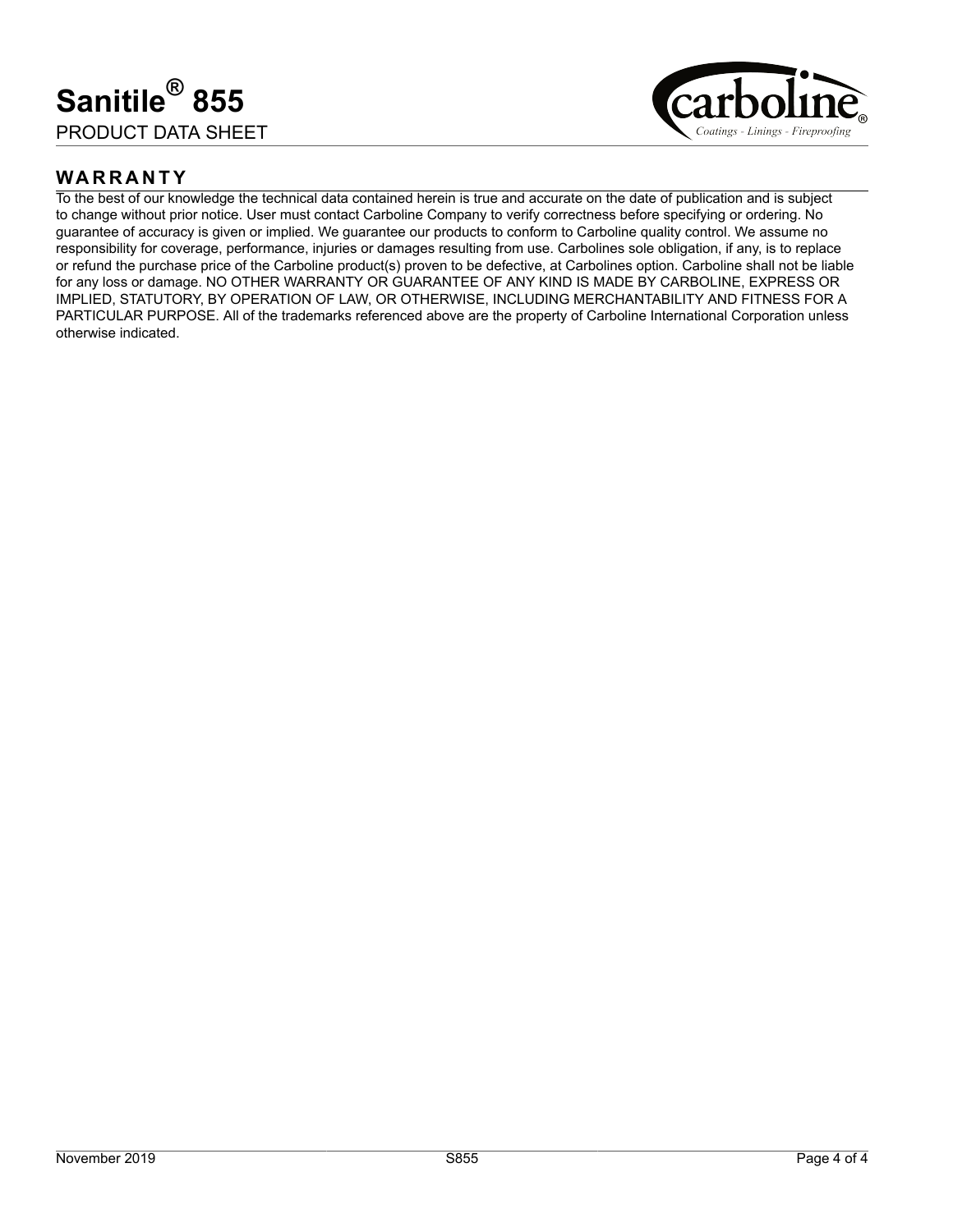## WARRANTY

To the best of our knowledge the technical data contained herein is true and accurate on the date of publication and is subject to change without prior notice. User must contact Carboline Company to verify correctness before specifying or ordering. No guarantee of accuracy is given or implied. We guarantee our products to conform to Carboline quality control. We assume no responsibility for coverage, performance, injuries or damages resulting from use. Carbolines sole obligation, if any, is to replace or refund the purchase price of the Carboline product(s) proven to be defective, at Carbolines option. Carboline shall not be liable for any loss or damage. NO OTHER WARRANTY OR GUARANTEE OF ANY KIND IS MADE BY CARBOLINE, EXPRESS OR IMPLIED, STATUTORY, BY OPERATION OF LAW, OR OTHERWISE, INCLUDING MERCHANTABILITY AND FITNESS FOR A PARTICULAR PURPOSE. All of the trademarks referenced above are the property of Carboline International Corporation unless otherwise indicated.